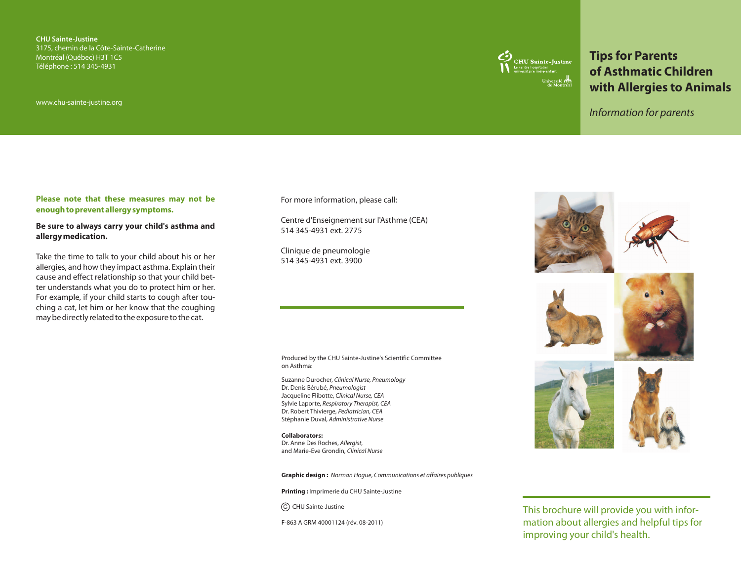# Tips for Parents of Asthmatic Children with Allergies to Animals

*Information for parents*

**CHU Sainte-Justine**
3175, chemin de la Côte-Sainte-Catherine
Montréal (Québec) H3T 1C5
Téléphone : 514 345-4931

www.chu-sainte-justine.org

CHU Sainte-Justine
Le centre hospitalier universitaire mère-enfant
Université de Montréal

**Please note that these measures may not be enough to prevent allergy symptoms.**

**Be sure to always carry your child's asthma and allergy medication.**

Take the time to talk to your child about his or her allergies, and how they impact asthma. Explain their cause and effect relationship so that your child better understands what you do to protect him or her. For example, if your child starts to cough after touching a cat, let him or her know that the coughing may be directly related to the exposure to the cat.

For more information, please call:

Centre d'Enseignement sur l'Asthme (CEA)
514 345-4931 ext. 2775

Clinique de pneumologie
514 345-4931 ext. 3900

Produced by the CHU Sainte-Justine's Scientific Committee on Asthma:

Suzanne Durocher, *Clinical Nurse, Pneumology*
Dr. Denis Bérubé, *Pneumologist*
Jacqueline Flibotte, *Clinical Nurse, CEA*
Sylvie Laporte, *Respiratory Therapist, CEA*
Dr. Robert Thivierge, *Pediatrician, CEA*
Stéphanie Duval, *Administrative Nurse*

**Collaborators:**
Dr. Anne Des Roches, *Allergist*,
and Marie-Eve Grondin, *Clinical Nurse*

**Graphic design :** *Norman Hogue, Communications et affaires publiques*

**Printing :** Imprimerie du CHU Sainte-Justine

© CHU Sainte-Justine

F-863 A GRM 40001124 (rév. 08-2011)

This brochure will provide you with information about allergies and helpful tips for improving your child's health.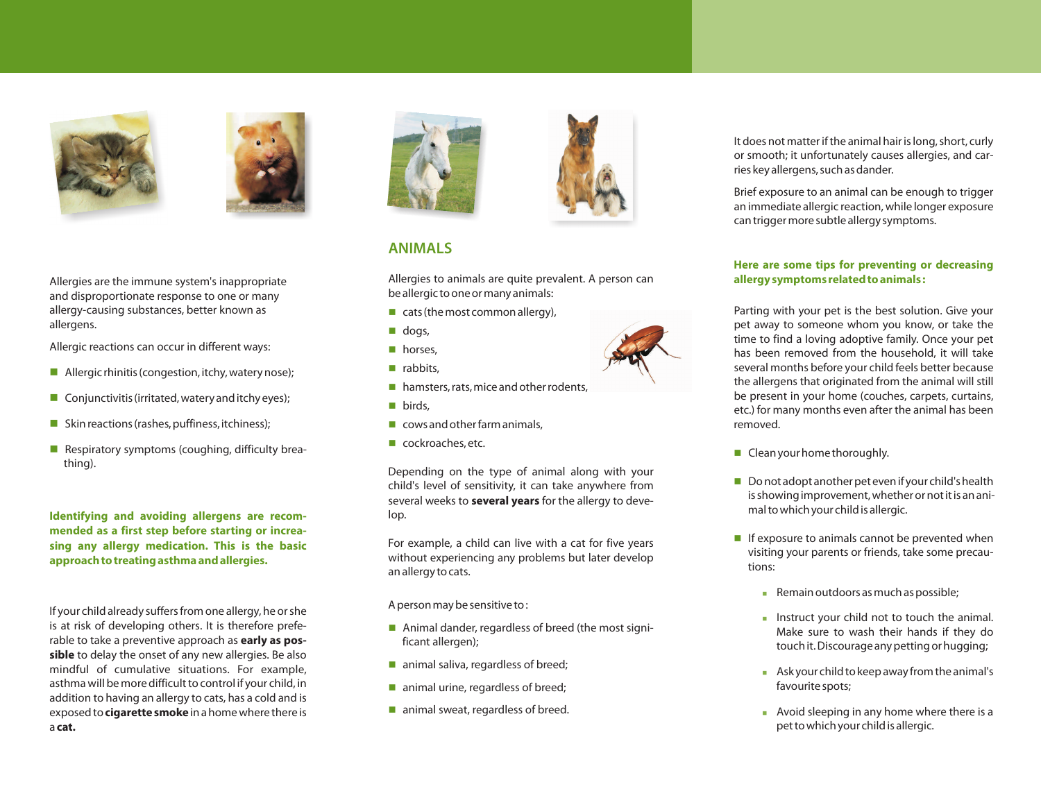Allergies are the immune system's inappropriate and disproportionate response to one or many allergy-causing substances, better known as allergens.

Allergic reactions can occur in different ways:

- Allergic rhinitis (congestion, itchy, watery nose);
- Conjunctivitis (irritated, watery and itchy eyes);
- Skin reactions (rashes, puffiness, itchiness);
- Respiratory symptoms (coughing, difficulty breathing).

**Identifying and avoiding allergens are recommended as a first step before starting or increasing any allergy medication. This is the basic approach to treating asthma and allergies.**

If your child already suffers from one allergy, he or she is at risk of developing others. It is therefore preferable to take a preventive approach as **early as possible** to delay the onset of any new allergies. Be also mindful of cumulative situations. For example, asthma will be more difficult to control if your child, in addition to having an allergy to cats, has a cold and is exposed to **cigarette smoke** in a home where there is a **cat.**

## ANIMALS

Allergies to animals are quite prevalent. A person can be allergic to one or many animals:

- cats (the most common allergy),
- dogs,
- horses,
- rabbits,
- hamsters, rats, mice and other rodents,
- birds,
- cows and other farm animals,
- cockroaches, etc.

Depending on the type of animal along with your child's level of sensitivity, it can take anywhere from several weeks to **several years** for the allergy to develop.

For example, a child can live with a cat for five years without experiencing any problems but later develop an allergy to cats.

A person may be sensitive to:

- Animal dander, regardless of breed (the most significant allergen);
- animal saliva, regardless of breed;
- animal urine, regardless of breed;
- animal sweat, regardless of breed.

It does not matter if the animal hair is long, short, curly or smooth; it unfortunately causes allergies, and carries key allergens, such as dander.

Brief exposure to an animal can be enough to trigger an immediate allergic reaction, while longer exposure can trigger more subtle allergy symptoms.

**Here are some tips for preventing or decreasing allergy symptoms related to animals:**

Parting with your pet is the best solution. Give your pet away to someone whom you know, or take the time to find a loving adoptive family. Once your pet has been removed from the household, it will take several months before your child feels better because the allergens that originated from the animal will still be present in your home (couches, carpets, curtains, etc.) for many months even after the animal has been removed.

- Clean your home thoroughly.
- Do not adopt another pet even if your child's health is showing improvement, whether or not it is an animal to which your child is allergic.
- If exposure to animals cannot be prevented when visiting your parents or friends, take some precautions:
  - Remain outdoors as much as possible;
  - Instruct your child not to touch the animal. Make sure to wash their hands if they do touch it. Discourage any petting or hugging;
  - Ask your child to keep away from the animal's favourite spots;
  - Avoid sleeping in any home where there is a pet to which your child is allergic.